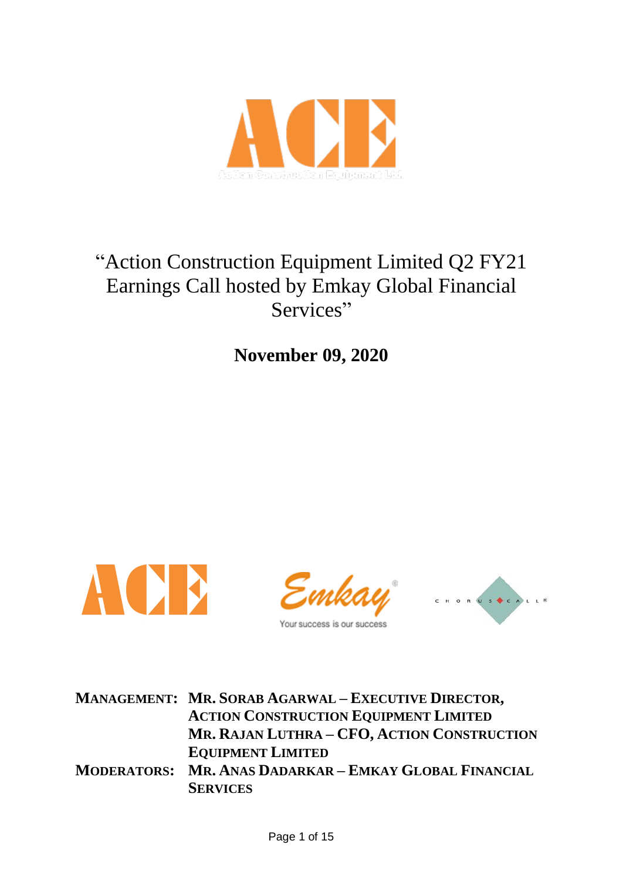# "Action Construction Equipment Limited Q2 FY21 Earnings Call hosted by Emkay Global Financial Services"

**November 09, 2020**

**MANAGEMENT:** **MR. SORAB AGARWAL – EXECUTIVE DIRECTOR, ACTION CONSTRUCTION EQUIPMENT LIMITED**
**MR. RAJAN LUTHRA – CFO, ACTION CONSTRUCTION EQUIPMENT LIMITED**

**MODERATORS:** **MR. ANAS DADARKAR – EMKAY GLOBAL FINANCIAL SERVICES**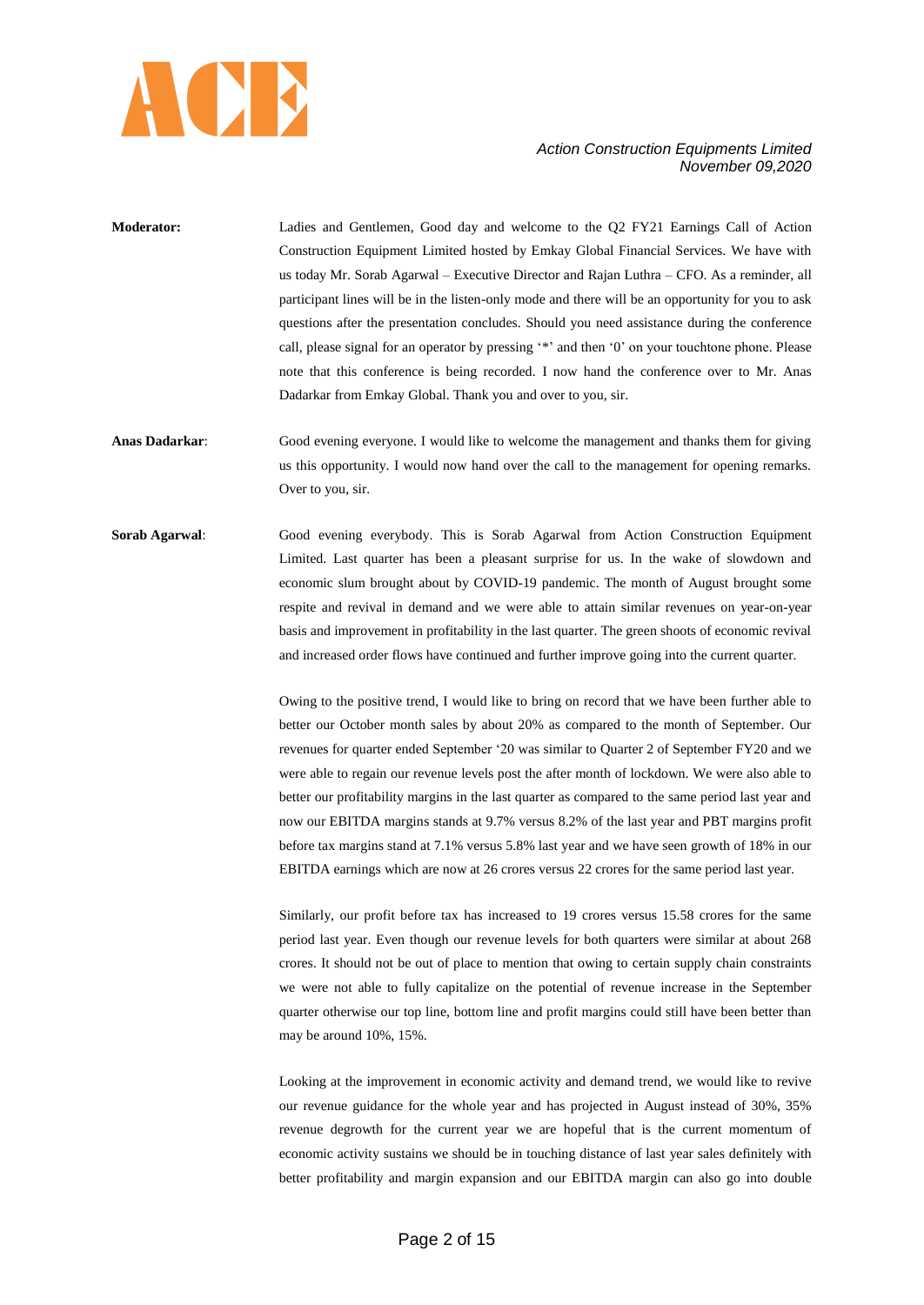**Moderator:** Ladies and Gentlemen, Good day and welcome to the Q2 FY21 Earnings Call of Action Construction Equipment Limited hosted by Emkay Global Financial Services. We have with us today Mr. Sorab Agarwal – Executive Director and Rajan Luthra – CFO. As a reminder, all participant lines will be in the listen-only mode and there will be an opportunity for you to ask questions after the presentation concludes. Should you need assistance during the conference call, please signal for an operator by pressing '*' and then '0' on your touchtone phone. Please note that this conference is being recorded. I now hand the conference over to Mr. Anas Dadarkar from Emkay Global. Thank you and over to you, sir.

**Anas Dadarkar**: Good evening everyone. I would like to welcome the management and thanks them for giving us this opportunity. I would now hand over the call to the management for opening remarks. Over to you, sir.

**Sorab Agarwal**: Good evening everybody. This is Sorab Agarwal from Action Construction Equipment Limited. Last quarter has been a pleasant surprise for us. In the wake of slowdown and economic slum brought about by COVID-19 pandemic. The month of August brought some respite and revival in demand and we were able to attain similar revenues on year-on-year basis and improvement in profitability in the last quarter. The green shoots of economic revival and increased order flows have continued and further improve going into the current quarter.

Owing to the positive trend, I would like to bring on record that we have been further able to better our October month sales by about 20% as compared to the month of September. Our revenues for quarter ended September '20 was similar to Quarter 2 of September FY20 and we were able to regain our revenue levels post the after month of lockdown. We were also able to better our profitability margins in the last quarter as compared to the same period last year and now our EBITDA margins stands at 9.7% versus 8.2% of the last year and PBT margins profit before tax margins stand at 7.1% versus 5.8% last year and we have seen growth of 18% in our EBITDA earnings which are now at 26 crores versus 22 crores for the same period last year.

Similarly, our profit before tax has increased to 19 crores versus 15.58 crores for the same period last year. Even though our revenue levels for both quarters were similar at about 268 crores. It should not be out of place to mention that owing to certain supply chain constraints we were not able to fully capitalize on the potential of revenue increase in the September quarter otherwise our top line, bottom line and profit margins could still have been better than may be around 10%, 15%.

Looking at the improvement in economic activity and demand trend, we would like to revive our revenue guidance for the whole year and has projected in August instead of 30%, 35% revenue degrowth for the current year we are hopeful that is the current momentum of economic activity sustains we should be in touching distance of last year sales definitely with better profitability and margin expansion and our EBITDA margin can also go into double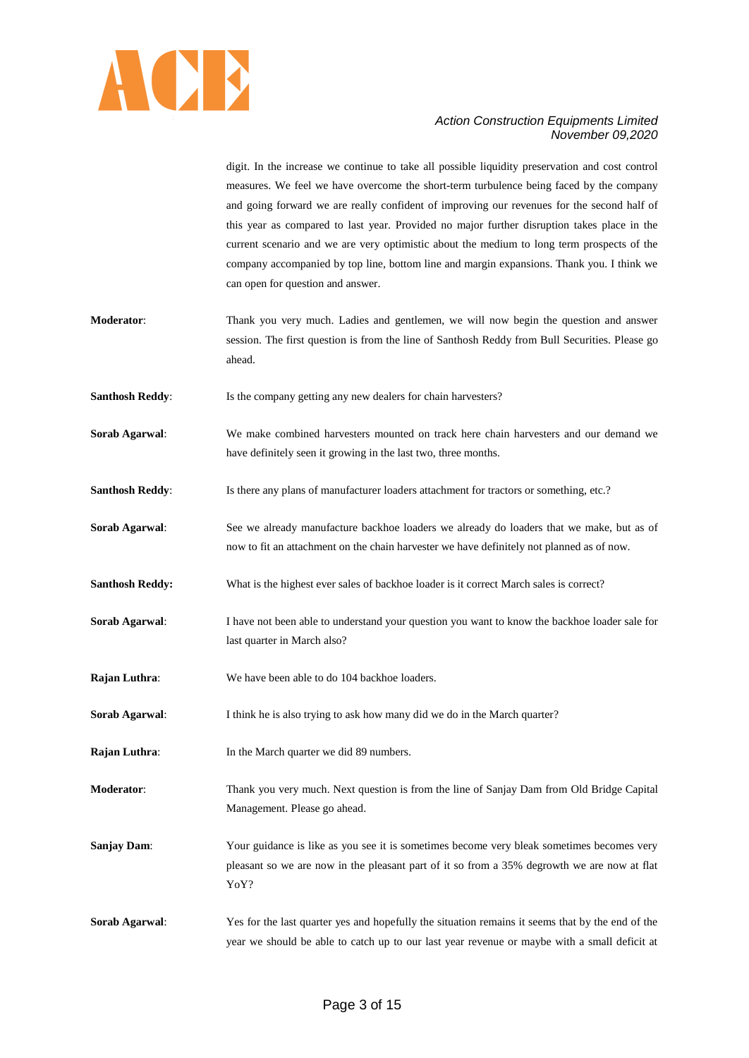digit. In the increase we continue to take all possible liquidity preservation and cost control measures. We feel we have overcome the short-term turbulence being faced by the company and going forward we are really confident of improving our revenues for the second half of this year as compared to last year. Provided no major further disruption takes place in the current scenario and we are very optimistic about the medium to long term prospects of the company accompanied by top line, bottom line and margin expansions. Thank you. I think we can open for question and answer.

**Moderator**: Thank you very much. Ladies and gentlemen, we will now begin the question and answer session. The first question is from the line of Santhosh Reddy from Bull Securities. Please go ahead.

**Santhosh Reddy**: Is the company getting any new dealers for chain harvesters?

**Sorab Agarwal**: We make combined harvesters mounted on track here chain harvesters and our demand we have definitely seen it growing in the last two, three months.

**Santhosh Reddy**: Is there any plans of manufacturer loaders attachment for tractors or something, etc.?

**Sorab Agarwal**: See we already manufacture backhoe loaders we already do loaders that we make, but as of now to fit an attachment on the chain harvester we have definitely not planned as of now.

**Santhosh Reddy:** What is the highest ever sales of backhoe loader is it correct March sales is correct?

**Sorab Agarwal**: I have not been able to understand your question you want to know the backhoe loader sale for last quarter in March also?

**Rajan Luthra**: We have been able to do 104 backhoe loaders.

**Sorab Agarwal**: I think he is also trying to ask how many did we do in the March quarter?

**Rajan Luthra**: In the March quarter we did 89 numbers.

**Moderator**: Thank you very much. Next question is from the line of Sanjay Dam from Old Bridge Capital Management. Please go ahead.

**Sanjay Dam**: Your guidance is like as you see it is sometimes become very bleak sometimes becomes very pleasant so we are now in the pleasant part of it so from a 35% degrowth we are now at flat YoY?

**Sorab Agarwal**: Yes for the last quarter yes and hopefully the situation remains it seems that by the end of the year we should be able to catch up to our last year revenue or maybe with a small deficit at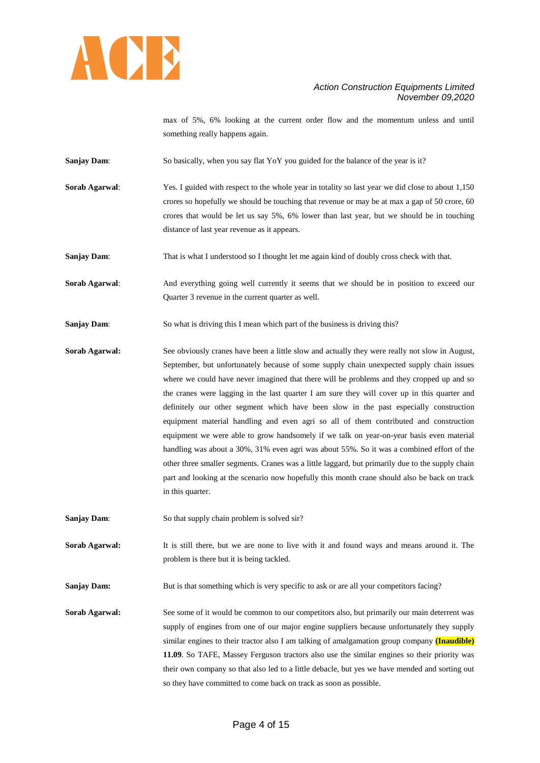max of 5%, 6% looking at the current order flow and the momentum unless and until something really happens again.

**Sanjay Dam**: So basically, when you say flat YoY you guided for the balance of the year is it?

**Sorab Agarwal**: Yes. I guided with respect to the whole year in totality so last year we did close to about 1,150 crores so hopefully we should be touching that revenue or may be at max a gap of 50 crore, 60 crores that would be let us say 5%, 6% lower than last year, but we should be in touching distance of last year revenue as it appears.

**Sanjay Dam**: That is what I understood so I thought let me again kind of doubly cross check with that.

**Sorab Agarwal**: And everything going well currently it seems that we should be in position to exceed our Quarter 3 revenue in the current quarter as well.

**Sanjay Dam**: So what is driving this I mean which part of the business is driving this?

**Sorab Agarwal:** See obviously cranes have been a little slow and actually they were really not slow in August, September, but unfortunately because of some supply chain unexpected supply chain issues where we could have never imagined that there will be problems and they cropped up and so the cranes were lagging in the last quarter I am sure they will cover up in this quarter and definitely our other segment which have been slow in the past especially construction equipment material handling and even agri so all of them contributed and construction equipment we were able to grow handsomely if we talk on year-on-year basis even material handling was about a 30%, 31% even agri was about 55%. So it was a combined effort of the other three smaller segments. Cranes was a little laggard, but primarily due to the supply chain part and looking at the scenario now hopefully this month crane should also be back on track in this quarter.

**Sanjay Dam**: So that supply chain problem is solved sir?

**Sorab Agarwal:** It is still there, but we are none to live with it and found ways and means around it. The problem is there but it is being tackled.

**Sanjay Dam:** But is that something which is very specific to ask or are all your competitors facing?

**Sorab Agarwal:** See some of it would be common to our competitors also, but primarily our main deterrent was supply of engines from one of our major engine suppliers because unfortunately they supply similar engines to their tractor also I am talking of amalgamation group company **(Inaudible) 11.09**. So TAFE, Massey Ferguson tractors also use the similar engines so their priority was their own company so that also led to a little debacle, but yes we have mended and sorting out so they have committed to come back on track as soon as possible.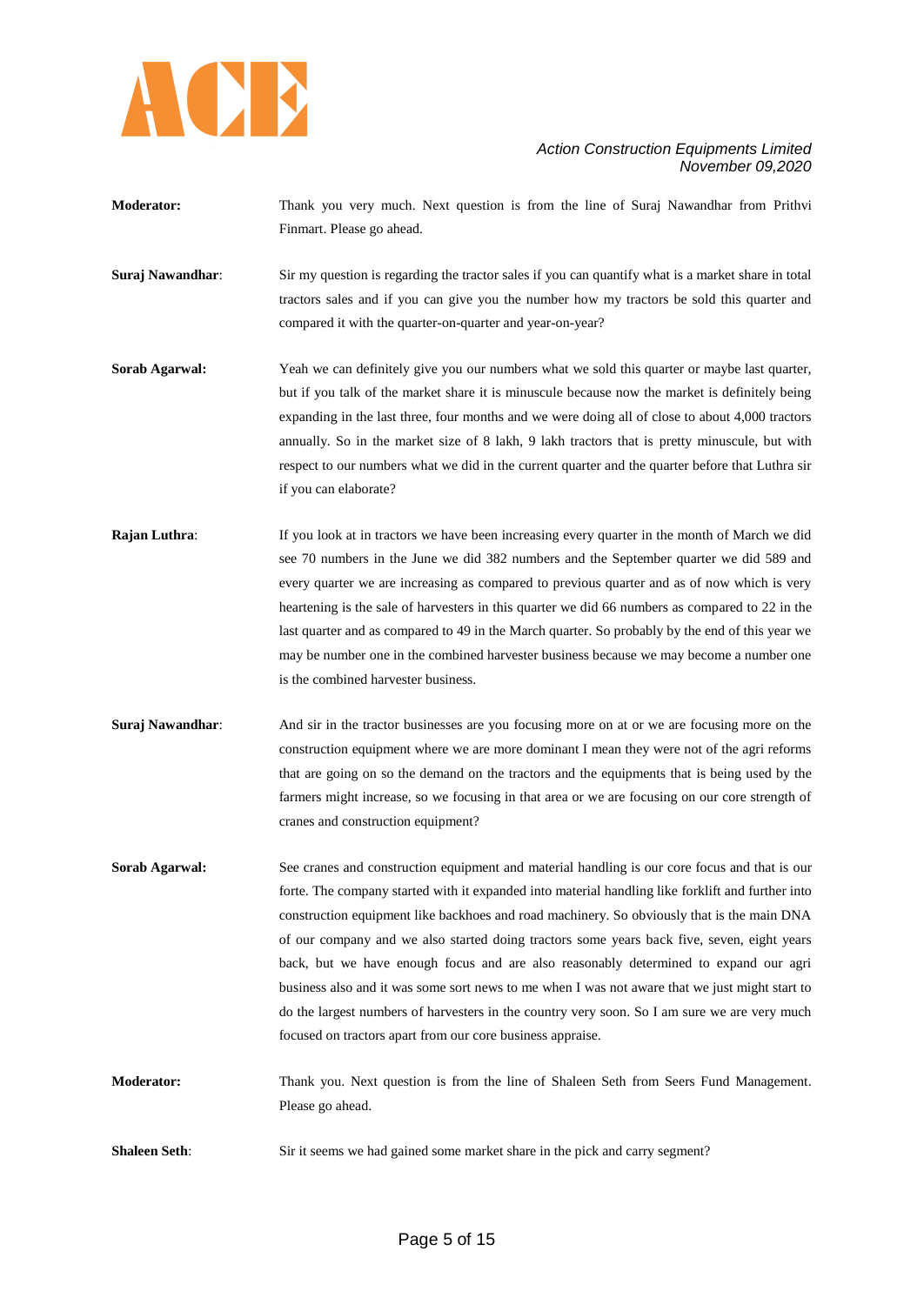**Moderator:** Thank you very much. Next question is from the line of Suraj Nawandhar from Prithvi Finmart. Please go ahead.

**Suraj Nawandhar**: Sir my question is regarding the tractor sales if you can quantify what is a market share in total tractors sales and if you can give you the number how my tractors be sold this quarter and compared it with the quarter-on-quarter and year-on-year?

**Sorab Agarwal:** Yeah we can definitely give you our numbers what we sold this quarter or maybe last quarter, but if you talk of the market share it is minuscule because now the market is definitely being expanding in the last three, four months and we were doing all of close to about 4,000 tractors annually. So in the market size of 8 lakh, 9 lakh tractors that is pretty minuscule, but with respect to our numbers what we did in the current quarter and the quarter before that Luthra sir if you can elaborate?

**Rajan Luthra**: If you look at in tractors we have been increasing every quarter in the month of March we did see 70 numbers in the June we did 382 numbers and the September quarter we did 589 and every quarter we are increasing as compared to previous quarter and as of now which is very heartening is the sale of harvesters in this quarter we did 66 numbers as compared to 22 in the last quarter and as compared to 49 in the March quarter. So probably by the end of this year we may be number one in the combined harvester business because we may become a number one is the combined harvester business.

**Suraj Nawandhar**: And sir in the tractor businesses are you focusing more on at or we are focusing more on the construction equipment where we are more dominant I mean they were not of the agri reforms that are going on so the demand on the tractors and the equipments that is being used by the farmers might increase, so we focusing in that area or we are focusing on our core strength of cranes and construction equipment?

**Sorab Agarwal:** See cranes and construction equipment and material handling is our core focus and that is our forte. The company started with it expanded into material handling like forklift and further into construction equipment like backhoes and road machinery. So obviously that is the main DNA of our company and we also started doing tractors some years back five, seven, eight years back, but we have enough focus and are also reasonably determined to expand our agri business also and it was some sort news to me when I was not aware that we just might start to do the largest numbers of harvesters in the country very soon. So I am sure we are very much focused on tractors apart from our core business appraise.

**Moderator:** Thank you. Next question is from the line of Shaleen Seth from Seers Fund Management. Please go ahead.

**Shaleen Seth**: Sir it seems we had gained some market share in the pick and carry segment?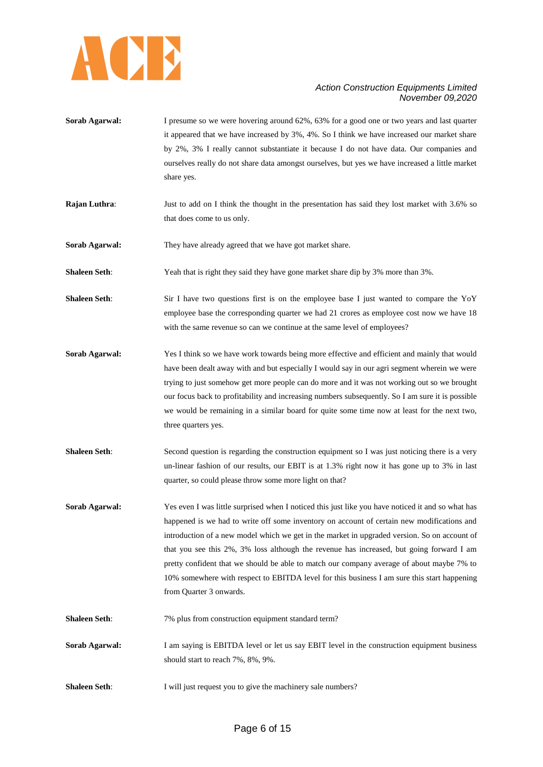**Sorab Agarwal:** I presume so we were hovering around 62%, 63% for a good one or two years and last quarter it appeared that we have increased by 3%, 4%. So I think we have increased our market share by 2%, 3% I really cannot substantiate it because I do not have data. Our companies and ourselves really do not share data amongst ourselves, but yes we have increased a little market share yes.

**Rajan Luthra**: Just to add on I think the thought in the presentation has said they lost market with 3.6% so that does come to us only.

**Sorab Agarwal:** They have already agreed that we have got market share.

**Shaleen Seth**: Yeah that is right they said they have gone market share dip by 3% more than 3%.

**Shaleen Seth**: Sir I have two questions first is on the employee base I just wanted to compare the YoY employee base the corresponding quarter we had 21 crores as employee cost now we have 18 with the same revenue so can we continue at the same level of employees?

**Sorab Agarwal:** Yes I think so we have work towards being more effective and efficient and mainly that would have been dealt away with and but especially I would say in our agri segment wherein we were trying to just somehow get more people can do more and it was not working out so we brought our focus back to profitability and increasing numbers subsequently. So I am sure it is possible we would be remaining in a similar board for quite some time now at least for the next two, three quarters yes.

**Shaleen Seth**: Second question is regarding the construction equipment so I was just noticing there is a very un-linear fashion of our results, our EBIT is at 1.3% right now it has gone up to 3% in last quarter, so could please throw some more light on that?

**Sorab Agarwal:** Yes even I was little surprised when I noticed this just like you have noticed it and so what has happened is we had to write off some inventory on account of certain new modifications and introduction of a new model which we get in the market in upgraded version. So on account of that you see this 2%, 3% loss although the revenue has increased, but going forward I am pretty confident that we should be able to match our company average of about maybe 7% to 10% somewhere with respect to EBITDA level for this business I am sure this start happening from Quarter 3 onwards.

**Shaleen Seth**: 7% plus from construction equipment standard term?

**Sorab Agarwal:** I am saying is EBITDA level or let us say EBIT level in the construction equipment business should start to reach 7%, 8%, 9%.

**Shaleen Seth**: I will just request you to give the machinery sale numbers?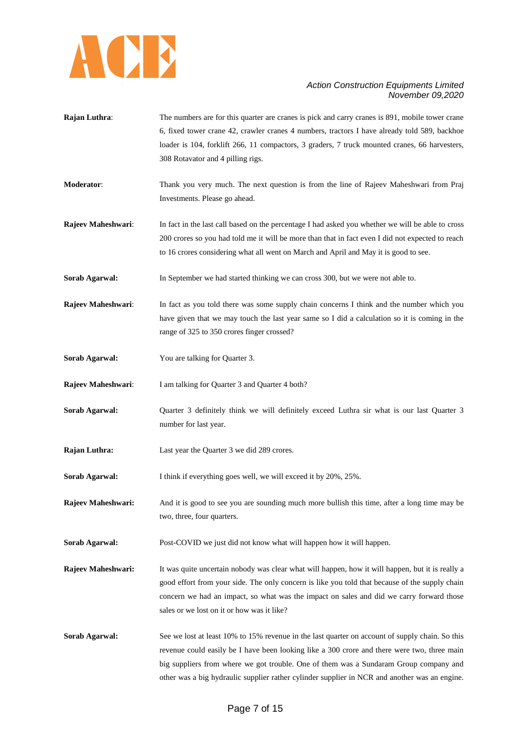**Rajan Luthra**: The numbers are for this quarter are cranes is pick and carry cranes is 891, mobile tower crane 6, fixed tower crane 42, crawler cranes 4 numbers, tractors I have already told 589, backhoe loader is 104, forklift 266, 11 compactors, 3 graders, 7 truck mounted cranes, 66 harvesters, 308 Rotavator and 4 pilling rigs.

**Moderator**: Thank you very much. The next question is from the line of Rajeev Maheshwari from Praj Investments. Please go ahead.

**Rajeev Maheshwari**: In fact in the last call based on the percentage I had asked you whether we will be able to cross 200 crores so you had told me it will be more than that in fact even I did not expected to reach to 16 crores considering what all went on March and April and May it is good to see.

**Sorab Agarwal:** In September we had started thinking we can cross 300, but we were not able to.

**Rajeev Maheshwari**: In fact as you told there was some supply chain concerns I think and the number which you have given that we may touch the last year same so I did a calculation so it is coming in the range of 325 to 350 crores finger crossed?

**Sorab Agarwal:** You are talking for Quarter 3.

**Rajeev Maheshwari**: I am talking for Quarter 3 and Quarter 4 both?

**Sorab Agarwal:** Quarter 3 definitely think we will definitely exceed Luthra sir what is our last Quarter 3 number for last year.

**Rajan Luthra:** Last year the Quarter 3 we did 289 crores.

**Sorab Agarwal:** I think if everything goes well, we will exceed it by 20%, 25%.

**Rajeev Maheshwari:** And it is good to see you are sounding much more bullish this time, after a long time may be two, three, four quarters.

**Sorab Agarwal:** Post-COVID we just did not know what will happen how it will happen.

**Rajeev Maheshwari:** It was quite uncertain nobody was clear what will happen, how it will happen, but it is really a good effort from your side. The only concern is like you told that because of the supply chain concern we had an impact, so what was the impact on sales and did we carry forward those sales or we lost on it or how was it like?

**Sorab Agarwal:** See we lost at least 10% to 15% revenue in the last quarter on account of supply chain. So this revenue could easily be I have been looking like a 300 crore and there were two, three main big suppliers from where we got trouble. One of them was a Sundaram Group company and other was a big hydraulic supplier rather cylinder supplier in NCR and another was an engine.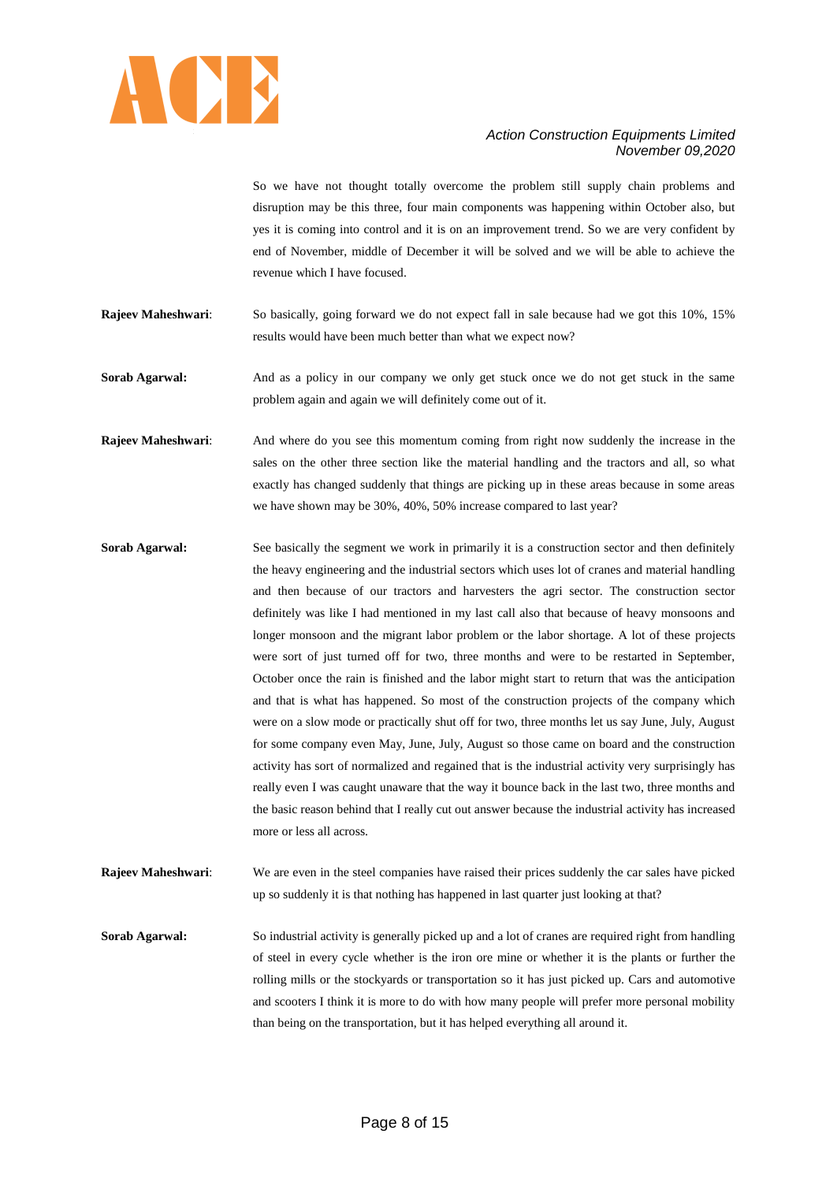So we have not thought totally overcome the problem still supply chain problems and disruption may be this three, four main components was happening within October also, but yes it is coming into control and it is on an improvement trend. So we are very confident by end of November, middle of December it will be solved and we will be able to achieve the revenue which I have focused.

**Rajeev Maheshwari**: So basically, going forward we do not expect fall in sale because had we got this 10%, 15% results would have been much better than what we expect now?

**Sorab Agarwal:** And as a policy in our company we only get stuck once we do not get stuck in the same problem again and again we will definitely come out of it.

**Rajeev Maheshwari**: And where do you see this momentum coming from right now suddenly the increase in the sales on the other three section like the material handling and the tractors and all, so what exactly has changed suddenly that things are picking up in these areas because in some areas we have shown may be 30%, 40%, 50% increase compared to last year?

**Sorab Agarwal:** See basically the segment we work in primarily it is a construction sector and then definitely the heavy engineering and the industrial sectors which uses lot of cranes and material handling and then because of our tractors and harvesters the agri sector. The construction sector definitely was like I had mentioned in my last call also that because of heavy monsoons and longer monsoon and the migrant labor problem or the labor shortage. A lot of these projects were sort of just turned off for two, three months and were to be restarted in September, October once the rain is finished and the labor might start to return that was the anticipation and that is what has happened. So most of the construction projects of the company which were on a slow mode or practically shut off for two, three months let us say June, July, August for some company even May, June, July, August so those came on board and the construction activity has sort of normalized and regained that is the industrial activity very surprisingly has really even I was caught unaware that the way it bounce back in the last two, three months and the basic reason behind that I really cut out answer because the industrial activity has increased more or less all across.

**Rajeev Maheshwari**: We are even in the steel companies have raised their prices suddenly the car sales have picked up so suddenly it is that nothing has happened in last quarter just looking at that?

**Sorab Agarwal:** So industrial activity is generally picked up and a lot of cranes are required right from handling of steel in every cycle whether is the iron ore mine or whether it is the plants or further the rolling mills or the stockyards or transportation so it has just picked up. Cars and automotive and scooters I think it is more to do with how many people will prefer more personal mobility than being on the transportation, but it has helped everything all around it.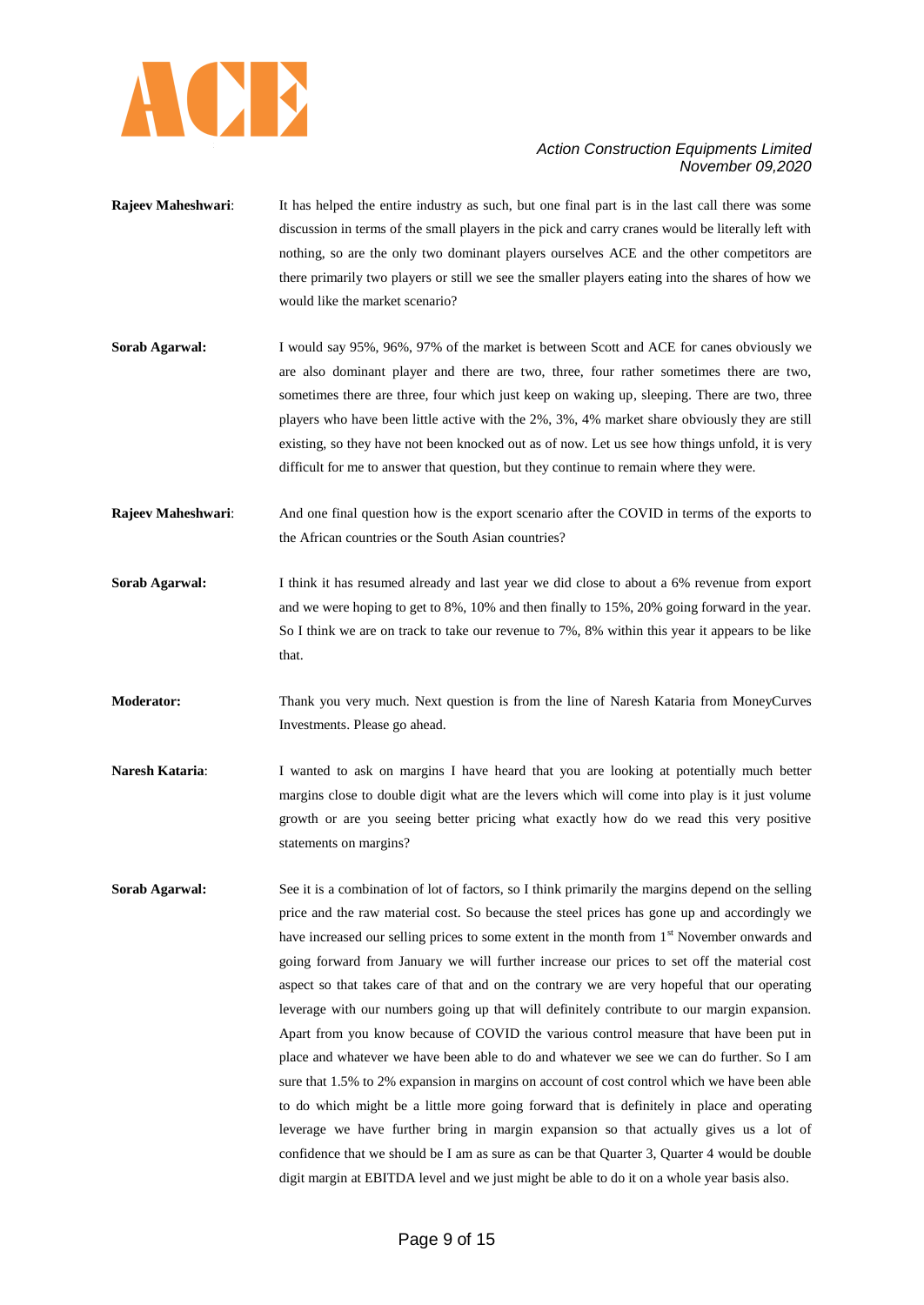**Rajeev Maheshwari**: It has helped the entire industry as such, but one final part is in the last call there was some discussion in terms of the small players in the pick and carry cranes would be literally left with nothing, so are the only two dominant players ourselves ACE and the other competitors are there primarily two players or still we see the smaller players eating into the shares of how we would like the market scenario?

**Sorab Agarwal:** I would say 95%, 96%, 97% of the market is between Scott and ACE for canes obviously we are also dominant player and there are two, three, four rather sometimes there are two, sometimes there are three, four which just keep on waking up, sleeping. There are two, three players who have been little active with the 2%, 3%, 4% market share obviously they are still existing, so they have not been knocked out as of now. Let us see how things unfold, it is very difficult for me to answer that question, but they continue to remain where they were.

**Rajeev Maheshwari**: And one final question how is the export scenario after the COVID in terms of the exports to the African countries or the South Asian countries?

**Sorab Agarwal:** I think it has resumed already and last year we did close to about a 6% revenue from export and we were hoping to get to 8%, 10% and then finally to 15%, 20% going forward in the year. So I think we are on track to take our revenue to 7%, 8% within this year it appears to be like that.

**Moderator:** Thank you very much. Next question is from the line of Naresh Kataria from MoneyCurves Investments. Please go ahead.

**Naresh Kataria**: I wanted to ask on margins I have heard that you are looking at potentially much better margins close to double digit what are the levers which will come into play is it just volume growth or are you seeing better pricing what exactly how do we read this very positive statements on margins?

**Sorab Agarwal:** See it is a combination of lot of factors, so I think primarily the margins depend on the selling price and the raw material cost. So because the steel prices has gone up and accordingly we have increased our selling prices to some extent in the month from 1st November onwards and going forward from January we will further increase our prices to set off the material cost aspect so that takes care of that and on the contrary we are very hopeful that our operating leverage with our numbers going up that will definitely contribute to our margin expansion. Apart from you know because of COVID the various control measure that have been put in place and whatever we have been able to do and whatever we see we can do further. So I am sure that 1.5% to 2% expansion in margins on account of cost control which we have been able to do which might be a little more going forward that is definitely in place and operating leverage we have further bring in margin expansion so that actually gives us a lot of confidence that we should be I am as sure as can be that Quarter 3, Quarter 4 would be double digit margin at EBITDA level and we just might be able to do it on a whole year basis also.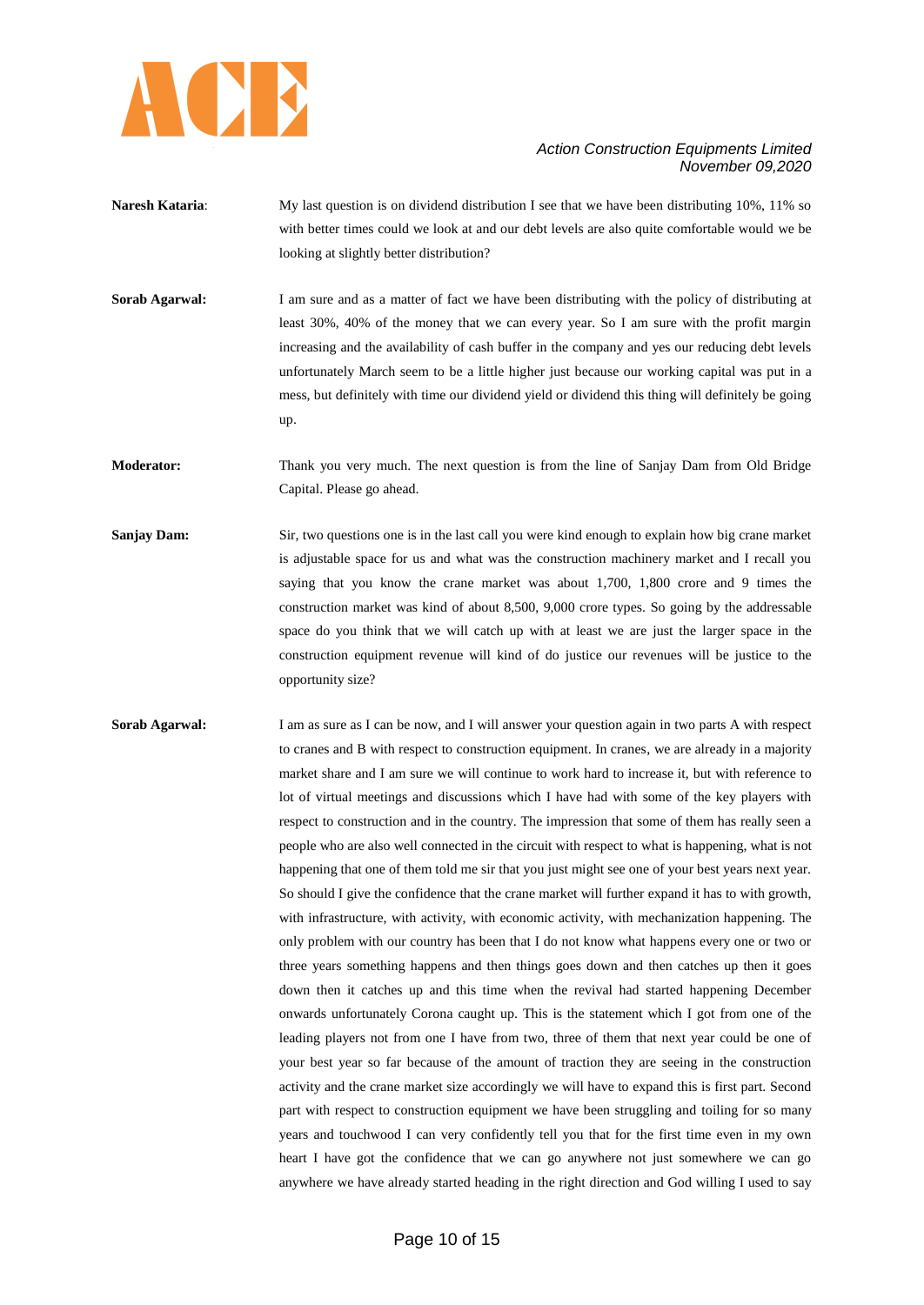**Naresh Kataria**: My last question is on dividend distribution I see that we have been distributing 10%, 11% so with better times could we look at and our debt levels are also quite comfortable would we be looking at slightly better distribution?

**Sorab Agarwal:** I am sure and as a matter of fact we have been distributing with the policy of distributing at least 30%, 40% of the money that we can every year. So I am sure with the profit margin increasing and the availability of cash buffer in the company and yes our reducing debt levels unfortunately March seem to be a little higher just because our working capital was put in a mess, but definitely with time our dividend yield or dividend this thing will definitely be going up.

**Moderator:** Thank you very much. The next question is from the line of Sanjay Dam from Old Bridge Capital. Please go ahead.

**Sanjay Dam:** Sir, two questions one is in the last call you were kind enough to explain how big crane market is adjustable space for us and what was the construction machinery market and I recall you saying that you know the crane market was about 1,700, 1,800 crore and 9 times the construction market was kind of about 8,500, 9,000 crore types. So going by the addressable space do you think that we will catch up with at least we are just the larger space in the construction equipment revenue will kind of do justice our revenues will be justice to the opportunity size?

**Sorab Agarwal:** I am as sure as I can be now, and I will answer your question again in two parts A with respect to cranes and B with respect to construction equipment. In cranes, we are already in a majority market share and I am sure we will continue to work hard to increase it, but with reference to lot of virtual meetings and discussions which I have had with some of the key players with respect to construction and in the country. The impression that some of them has really seen a people who are also well connected in the circuit with respect to what is happening, what is not happening that one of them told me sir that you just might see one of your best years next year. So should I give the confidence that the crane market will further expand it has to with growth, with infrastructure, with activity, with economic activity, with mechanization happening. The only problem with our country has been that I do not know what happens every one or two or three years something happens and then things goes down and then catches up then it goes down then it catches up and this time when the revival had started happening December onwards unfortunately Corona caught up. This is the statement which I got from one of the leading players not from one I have from two, three of them that next year could be one of your best year so far because of the amount of traction they are seeing in the construction activity and the crane market size accordingly we will have to expand this is first part. Second part with respect to construction equipment we have been struggling and toiling for so many years and touchwood I can very confidently tell you that for the first time even in my own heart I have got the confidence that we can go anywhere not just somewhere we can go anywhere we have already started heading in the right direction and God willing I used to say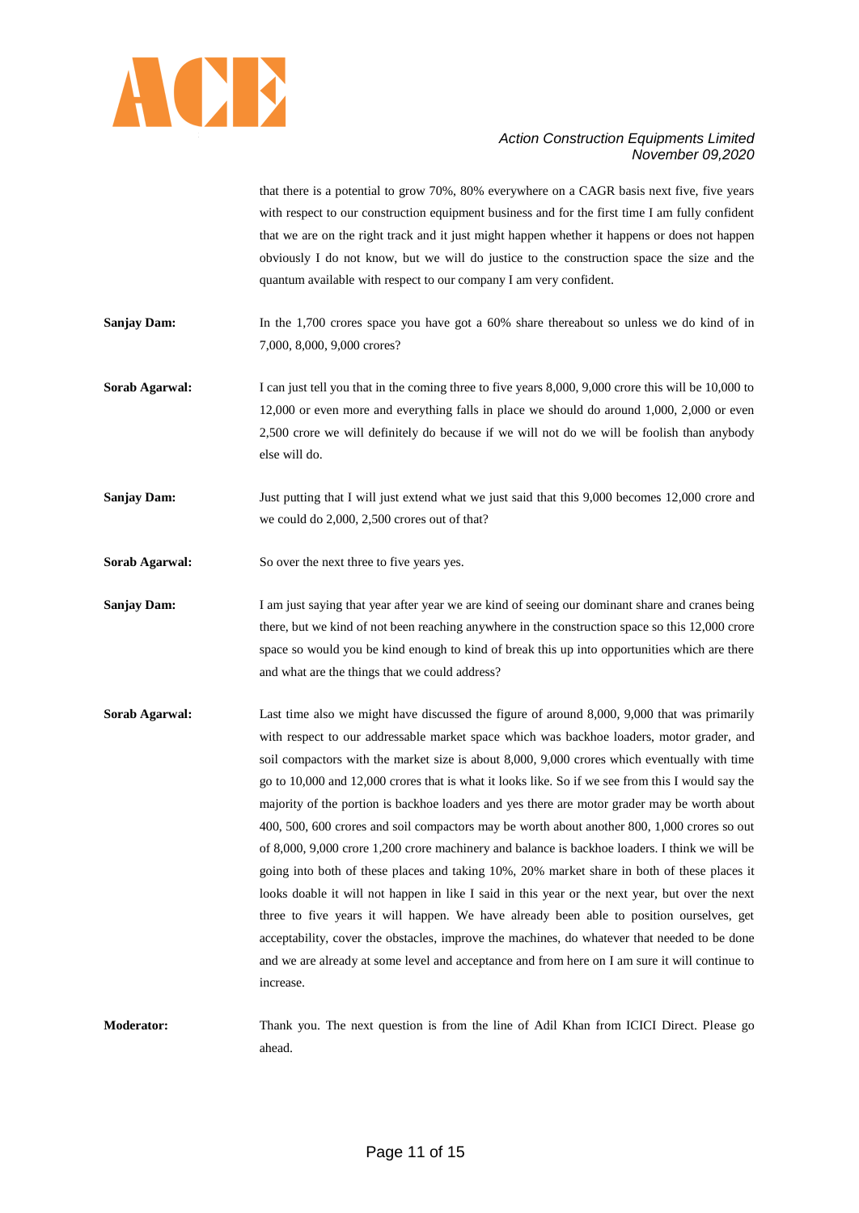that there is a potential to grow 70%, 80% everywhere on a CAGR basis next five, five years with respect to our construction equipment business and for the first time I am fully confident that we are on the right track and it just might happen whether it happens or does not happen obviously I do not know, but we will do justice to the construction space the size and the quantum available with respect to our company I am very confident.

**Sanjay Dam:** In the 1,700 crores space you have got a 60% share thereabout so unless we do kind of in 7,000, 8,000, 9,000 crores?

**Sorab Agarwal:** I can just tell you that in the coming three to five years 8,000, 9,000 crore this will be 10,000 to 12,000 or even more and everything falls in place we should do around 1,000, 2,000 or even 2,500 crore we will definitely do because if we will not do we will be foolish than anybody else will do.

**Sanjay Dam:** Just putting that I will just extend what we just said that this 9,000 becomes 12,000 crore and we could do 2,000, 2,500 crores out of that?

**Sorab Agarwal:** So over the next three to five years yes.

**Sanjay Dam:** I am just saying that year after year we are kind of seeing our dominant share and cranes being there, but we kind of not been reaching anywhere in the construction space so this 12,000 crore space so would you be kind enough to kind of break this up into opportunities which are there and what are the things that we could address?

**Sorab Agarwal:** Last time also we might have discussed the figure of around 8,000, 9,000 that was primarily with respect to our addressable market space which was backhoe loaders, motor grader, and soil compactors with the market size is about 8,000, 9,000 crores which eventually with time go to 10,000 and 12,000 crores that is what it looks like. So if we see from this I would say the majority of the portion is backhoe loaders and yes there are motor grader may be worth about 400, 500, 600 crores and soil compactors may be worth about another 800, 1,000 crores so out of 8,000, 9,000 crore 1,200 crore machinery and balance is backhoe loaders. I think we will be going into both of these places and taking 10%, 20% market share in both of these places it looks doable it will not happen in like I said in this year or the next year, but over the next three to five years it will happen. We have already been able to position ourselves, get acceptability, cover the obstacles, improve the machines, do whatever that needed to be done and we are already at some level and acceptance and from here on I am sure it will continue to increase.

**Moderator:** Thank you. The next question is from the line of Adil Khan from ICICI Direct. Please go ahead.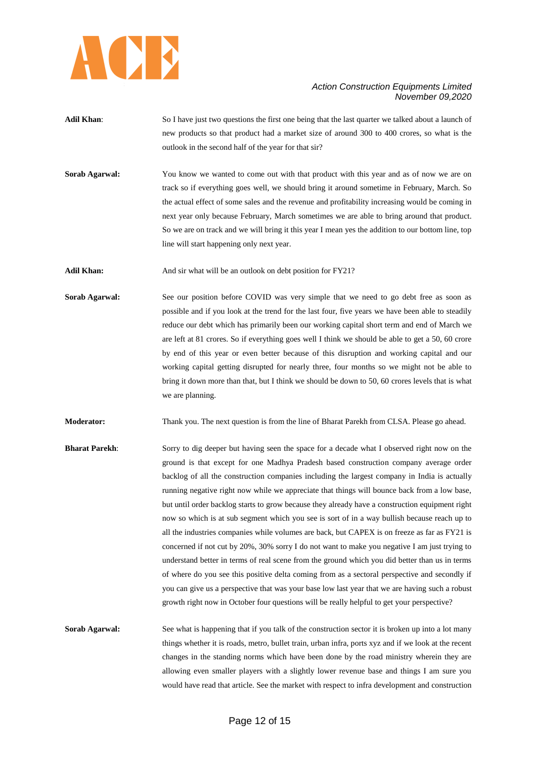**Adil Khan**: So I have just two questions the first one being that the last quarter we talked about a launch of new products so that product had a market size of around 300 to 400 crores, so what is the outlook in the second half of the year for that sir?

**Sorab Agarwal:** You know we wanted to come out with that product with this year and as of now we are on track so if everything goes well, we should bring it around sometime in February, March. So the actual effect of some sales and the revenue and profitability increasing would be coming in next year only because February, March sometimes we are able to bring around that product. So we are on track and we will bring it this year I mean yes the addition to our bottom line, top line will start happening only next year.

**Adil Khan:** And sir what will be an outlook on debt position for FY21?

**Sorab Agarwal:** See our position before COVID was very simple that we need to go debt free as soon as possible and if you look at the trend for the last four, five years we have been able to steadily reduce our debt which has primarily been our working capital short term and end of March we are left at 81 crores. So if everything goes well I think we should be able to get a 50, 60 crore by end of this year or even better because of this disruption and working capital and our working capital getting disrupted for nearly three, four months so we might not be able to bring it down more than that, but I think we should be down to 50, 60 crores levels that is what we are planning.

**Moderator:** Thank you. The next question is from the line of Bharat Parekh from CLSA. Please go ahead.

**Bharat Parekh**: Sorry to dig deeper but having seen the space for a decade what I observed right now on the ground is that except for one Madhya Pradesh based construction company average order backlog of all the construction companies including the largest company in India is actually running negative right now while we appreciate that things will bounce back from a low base, but until order backlog starts to grow because they already have a construction equipment right now so which is at sub segment which you see is sort of in a way bullish because reach up to all the industries companies while volumes are back, but CAPEX is on freeze as far as FY21 is concerned if not cut by 20%, 30% sorry I do not want to make you negative I am just trying to understand better in terms of real scene from the ground which you did better than us in terms of where do you see this positive delta coming from as a sectoral perspective and secondly if you can give us a perspective that was your base low last year that we are having such a robust growth right now in October four questions will be really helpful to get your perspective?

**Sorab Agarwal:** See what is happening that if you talk of the construction sector it is broken up into a lot many things whether it is roads, metro, bullet train, urban infra, ports xyz and if we look at the recent changes in the standing norms which have been done by the road ministry wherein they are allowing even smaller players with a slightly lower revenue base and things I am sure you would have read that article. See the market with respect to infra development and construction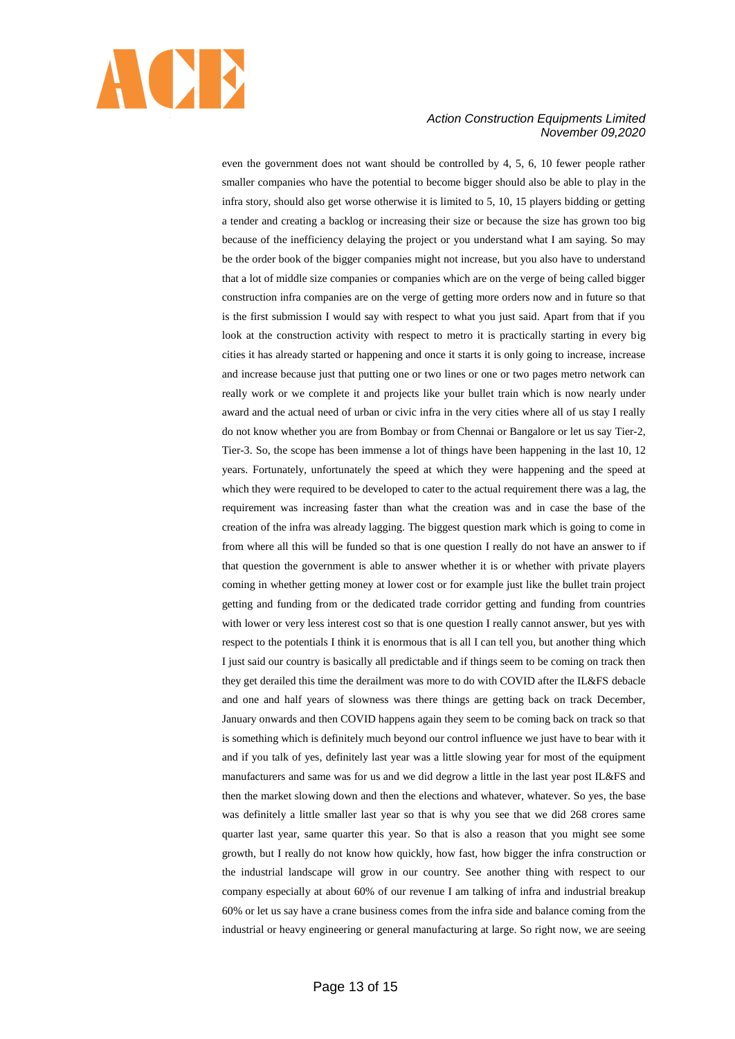even the government does not want should be controlled by 4, 5, 6, 10 fewer people rather smaller companies who have the potential to become bigger should also be able to play in the infra story, should also get worse otherwise it is limited to 5, 10, 15 players bidding or getting a tender and creating a backlog or increasing their size or because the size has grown too big because of the inefficiency delaying the project or you understand what I am saying. So may be the order book of the bigger companies might not increase, but you also have to understand that a lot of middle size companies or companies which are on the verge of being called bigger construction infra companies are on the verge of getting more orders now and in future so that is the first submission I would say with respect to what you just said. Apart from that if you look at the construction activity with respect to metro it is practically starting in every big cities it has already started or happening and once it starts it is only going to increase, increase and increase because just that putting one or two lines or one or two pages metro network can really work or we complete it and projects like your bullet train which is now nearly under award and the actual need of urban or civic infra in the very cities where all of us stay I really do not know whether you are from Bombay or from Chennai or Bangalore or let us say Tier-2, Tier-3. So, the scope has been immense a lot of things have been happening in the last 10, 12 years. Fortunately, unfortunately the speed at which they were happening and the speed at which they were required to be developed to cater to the actual requirement there was a lag, the requirement was increasing faster than what the creation was and in case the base of the creation of the infra was already lagging. The biggest question mark which is going to come in from where all this will be funded so that is one question I really do not have an answer to if that question the government is able to answer whether it is or whether with private players coming in whether getting money at lower cost or for example just like the bullet train project getting and funding from or the dedicated trade corridor getting and funding from countries with lower or very less interest cost so that is one question I really cannot answer, but yes with respect to the potentials I think it is enormous that is all I can tell you, but another thing which I just said our country is basically all predictable and if things seem to be coming on track then they get derailed this time the derailment was more to do with COVID after the IL&FS debacle and one and half years of slowness was there things are getting back on track December, January onwards and then COVID happens again they seem to be coming back on track so that is something which is definitely much beyond our control influence we just have to bear with it and if you talk of yes, definitely last year was a little slowing year for most of the equipment manufacturers and same was for us and we did degrow a little in the last year post IL&FS and then the market slowing down and then the elections and whatever, whatever. So yes, the base was definitely a little smaller last year so that is why you see that we did 268 crores same quarter last year, same quarter this year. So that is also a reason that you might see some growth, but I really do not know how quickly, how fast, how bigger the infra construction or the industrial landscape will grow in our country. See another thing with respect to our company especially at about 60% of our revenue I am talking of infra and industrial breakup 60% or let us say have a crane business comes from the infra side and balance coming from the industrial or heavy engineering or general manufacturing at large. So right now, we are seeing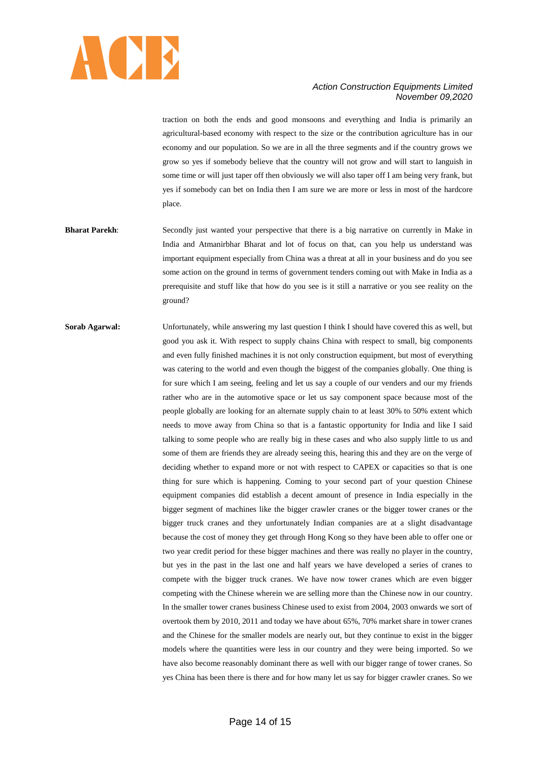traction on both the ends and good monsoons and everything and India is primarily an agricultural-based economy with respect to the size or the contribution agriculture has in our economy and our population. So we are in all the three segments and if the country grows we grow so yes if somebody believe that the country will not grow and will start to languish in some time or will just taper off then obviously we will also taper off I am being very frank, but yes if somebody can bet on India then I am sure we are more or less in most of the hardcore place.

**Bharat Parekh**: Secondly just wanted your perspective that there is a big narrative on currently in Make in India and Atmanirbhar Bharat and lot of focus on that, can you help us understand was important equipment especially from China was a threat at all in your business and do you see some action on the ground in terms of government tenders coming out with Make in India as a prerequisite and stuff like that how do you see is it still a narrative or you see reality on the ground?

**Sorab Agarwal:** Unfortunately, while answering my last question I think I should have covered this as well, but good you ask it. With respect to supply chains China with respect to small, big components and even fully finished machines it is not only construction equipment, but most of everything was catering to the world and even though the biggest of the companies globally. One thing is for sure which I am seeing, feeling and let us say a couple of our venders and our my friends rather who are in the automotive space or let us say component space because most of the people globally are looking for an alternate supply chain to at least 30% to 50% extent which needs to move away from China so that is a fantastic opportunity for India and like I said talking to some people who are really big in these cases and who also supply little to us and some of them are friends they are already seeing this, hearing this and they are on the verge of deciding whether to expand more or not with respect to CAPEX or capacities so that is one thing for sure which is happening. Coming to your second part of your question Chinese equipment companies did establish a decent amount of presence in India especially in the bigger segment of machines like the bigger crawler cranes or the bigger tower cranes or the bigger truck cranes and they unfortunately Indian companies are at a slight disadvantage because the cost of money they get through Hong Kong so they have been able to offer one or two year credit period for these bigger machines and there was really no player in the country, but yes in the past in the last one and half years we have developed a series of cranes to compete with the bigger truck cranes. We have now tower cranes which are even bigger competing with the Chinese wherein we are selling more than the Chinese now in our country. In the smaller tower cranes business Chinese used to exist from 2004, 2003 onwards we sort of overtook them by 2010, 2011 and today we have about 65%, 70% market share in tower cranes and the Chinese for the smaller models are nearly out, but they continue to exist in the bigger models where the quantities were less in our country and they were being imported. So we have also become reasonably dominant there as well with our bigger range of tower cranes. So yes China has been there is there and for how many let us say for bigger crawler cranes. So we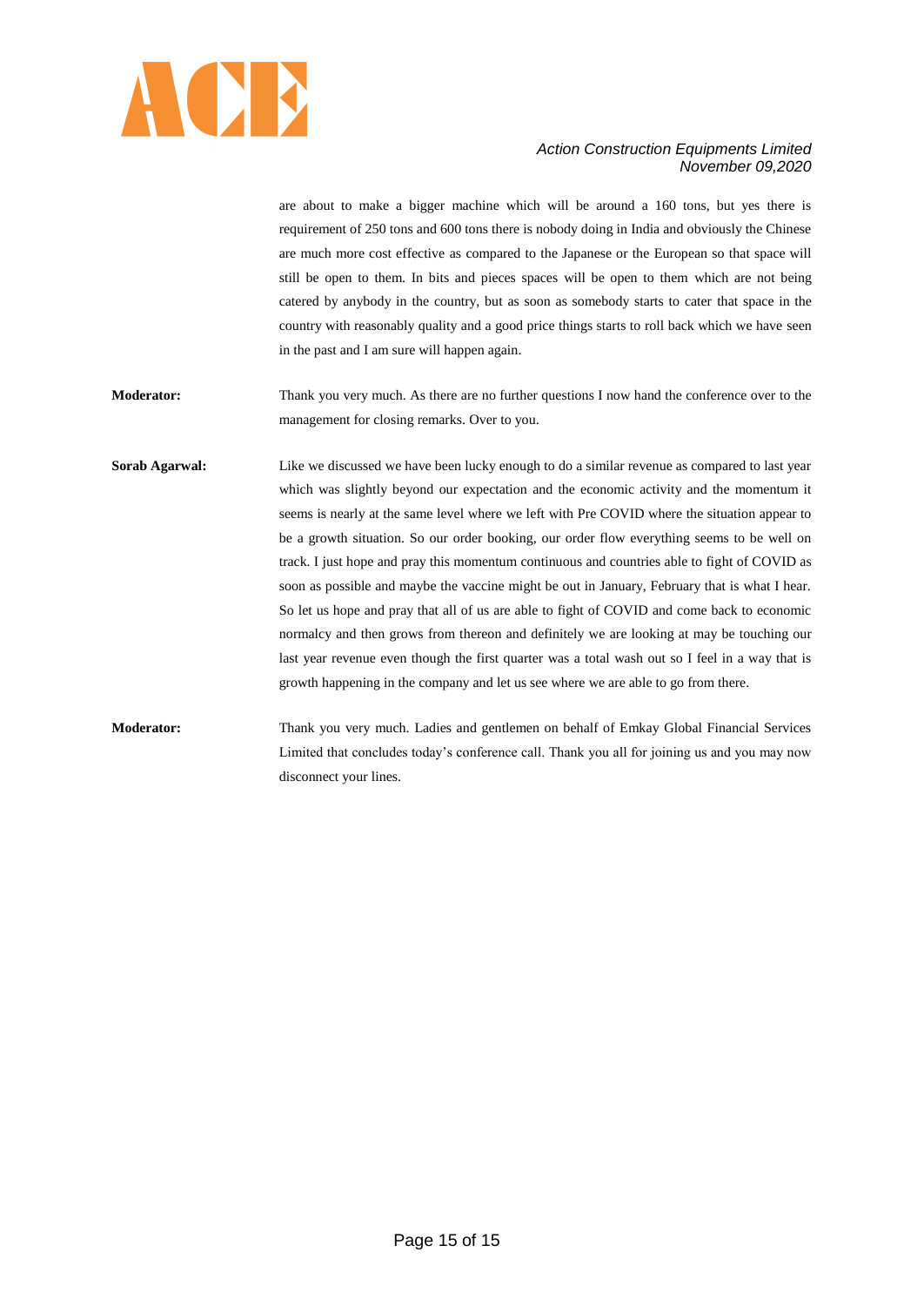are about to make a bigger machine which will be around a 160 tons, but yes there is requirement of 250 tons and 600 tons there is nobody doing in India and obviously the Chinese are much more cost effective as compared to the Japanese or the European so that space will still be open to them. In bits and pieces spaces will be open to them which are not being catered by anybody in the country, but as soon as somebody starts to cater that space in the country with reasonably quality and a good price things starts to roll back which we have seen in the past and I am sure will happen again.

**Moderator:** Thank you very much. As there are no further questions I now hand the conference over to the management for closing remarks. Over to you.

**Sorab Agarwal:** Like we discussed we have been lucky enough to do a similar revenue as compared to last year which was slightly beyond our expectation and the economic activity and the momentum it seems is nearly at the same level where we left with Pre COVID where the situation appear to be a growth situation. So our order booking, our order flow everything seems to be well on track. I just hope and pray this momentum continuous and countries able to fight of COVID as soon as possible and maybe the vaccine might be out in January, February that is what I hear. So let us hope and pray that all of us are able to fight of COVID and come back to economic normalcy and then grows from thereon and definitely we are looking at may be touching our last year revenue even though the first quarter was a total wash out so I feel in a way that is growth happening in the company and let us see where we are able to go from there.

**Moderator:** Thank you very much. Ladies and gentlemen on behalf of Emkay Global Financial Services Limited that concludes today's conference call. Thank you all for joining us and you may now disconnect your lines.